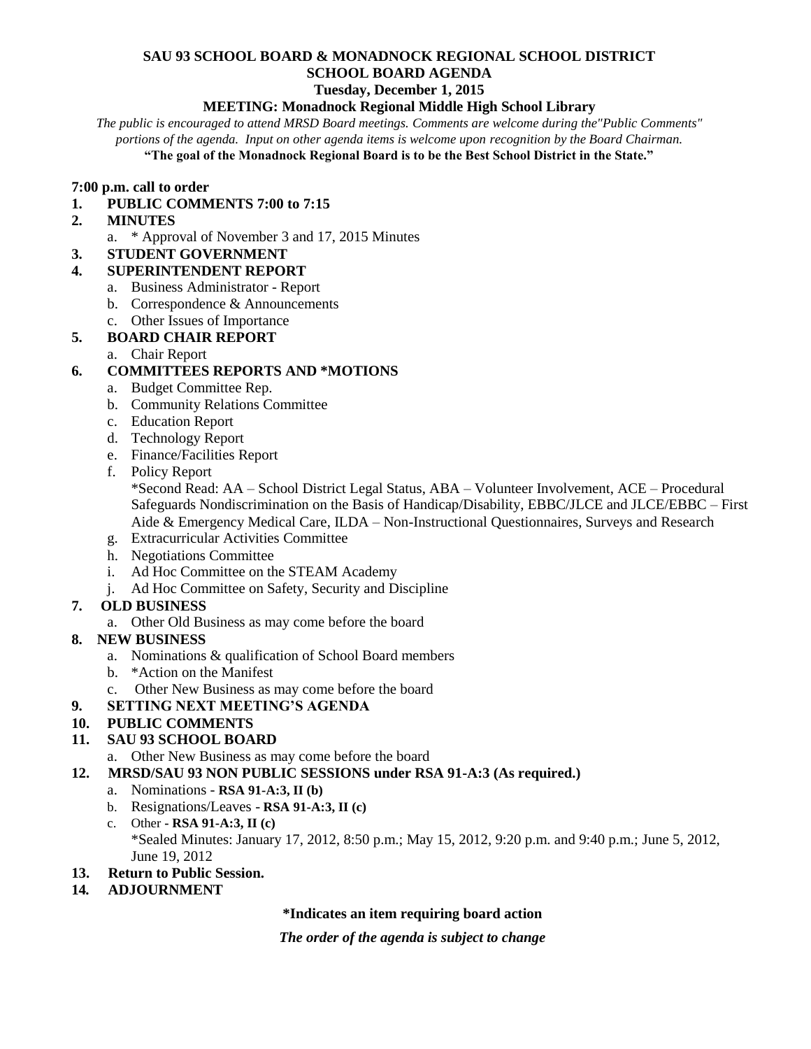# SAU 93 SCHOOL BOARD & MONADNOCK REGIONAL SCHOOL DISTRICT
## SCHOOL BOARD AGENDA
### Tuesday, December 1, 2015
### MEETING: Monadnock Regional Middle High School Library

*The public is encouraged to attend MRSD Board meetings. Comments are welcome during the"Public Comments" portions of the agenda. Input on other agenda items is welcome upon recognition by the Board Chairman.*

**"The goal of the Monadnock Regional Board is to be the Best School District in the State."**

**7:00 p.m. call to order**

1. **PUBLIC COMMENTS 7:00 to 7:15**
2. **MINUTES**
   a. * Approval of November 3 and 17, 2015 Minutes
3. **STUDENT GOVERNMENT**
4. **SUPERINTENDENT REPORT**
   a. Business Administrator - Report
   b. Correspondence & Announcements
   c. Other Issues of Importance
5. **BOARD CHAIR REPORT**
   a. Chair Report
6. **COMMITTEES REPORTS AND *MOTIONS**
   a. Budget Committee Rep.
   b. Community Relations Committee
   c. Education Report
   d. Technology Report
   e. Finance/Facilities Report
   f. Policy Report
      *Second Read: AA – School District Legal Status, ABA – Volunteer Involvement, ACE – Procedural Safeguards Nondiscrimination on the Basis of Handicap/Disability, EBBC/JLCE and JLCE/EBBC – First Aide & Emergency Medical Care, ILDA – Non-Instructional Questionnaires, Surveys and Research
   g. Extracurricular Activities Committee
   h. Negotiations Committee
   i. Ad Hoc Committee on the STEAM Academy
   j. Ad Hoc Committee on Safety, Security and Discipline
7. **OLD BUSINESS**
   a. Other Old Business as may come before the board
8. **NEW BUSINESS**
   a. Nominations & qualification of School Board members
   b. *Action on the Manifest
   c. Other New Business as may come before the board
9. **SETTING NEXT MEETING'S AGENDA**
10. **PUBLIC COMMENTS**
11. **SAU 93 SCHOOL BOARD**
    a. Other New Business as may come before the board
12. **MRSD/SAU 93 NON PUBLIC SESSIONS under RSA 91-A:3 (As required.)**
    a. Nominations - **RSA 91-A:3, II (b)**
    b. Resignations/Leaves - **RSA 91-A:3, II (c)**
    c. Other - **RSA 91-A:3, II (c)**
       *Sealed Minutes: January 17, 2012, 8:50 p.m.; May 15, 2012, 9:20 p.m. and 9:40 p.m.; June 5, 2012, June 19, 2012
13. **Return to Public Session.**
14. **ADJOURNMENT**

**\*Indicates an item requiring board action**

***The order of the agenda is subject to change***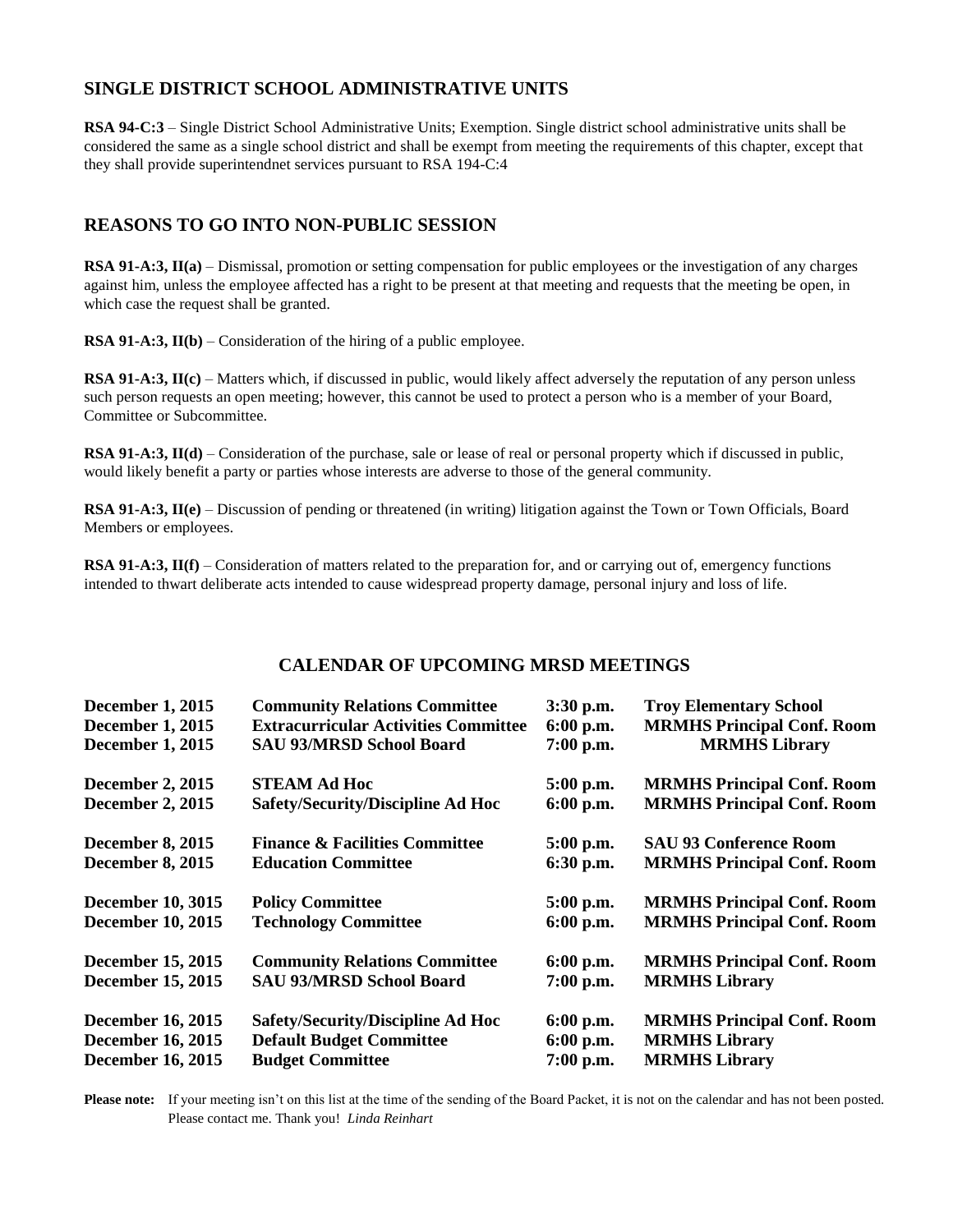## SINGLE DISTRICT SCHOOL ADMINISTRATIVE UNITS

**RSA 94-C:3** – Single District School Administrative Units; Exemption. Single district school administrative units shall be considered the same as a single school district and shall be exempt from meeting the requirements of this chapter, except that they shall provide superintendnet services pursuant to RSA 194-C:4

## REASONS TO GO INTO NON-PUBLIC SESSION

**RSA 91-A:3, II(a)** – Dismissal, promotion or setting compensation for public employees or the investigation of any charges against him, unless the employee affected has a right to be present at that meeting and requests that the meeting be open, in which case the request shall be granted.

**RSA 91-A:3, II(b)** – Consideration of the hiring of a public employee.

**RSA 91-A:3, II(c)** – Matters which, if discussed in public, would likely affect adversely the reputation of any person unless such person requests an open meeting; however, this cannot be used to protect a person who is a member of your Board, Committee or Subcommittee.

**RSA 91-A:3, II(d)** – Consideration of the purchase, sale or lease of real or personal property which if discussed in public, would likely benefit a party or parties whose interests are adverse to those of the general community.

**RSA 91-A:3, II(e)** – Discussion of pending or threatened (in writing) litigation against the Town or Town Officials, Board Members or employees.

**RSA 91-A:3, II(f)** – Consideration of matters related to the preparation for, and or carrying out of, emergency functions intended to thwart deliberate acts intended to cause widespread property damage, personal injury and loss of life.

## CALENDAR OF UPCOMING MRSD MEETINGS

| | | | |
|---|---|---|---|
| **December 1, 2015** | **Community Relations Committee** | **3:30 p.m.** | **Troy Elementary School** |
| **December 1, 2015** | **Extracurricular Activities Committee** | **6:00 p.m.** | **MRMHS Principal Conf. Room** |
| **December 1, 2015** | **SAU 93/MRSD School Board** | **7:00 p.m.** | **MRMHS Library** |
| **December 2, 2015** | **STEAM Ad Hoc** | **5:00 p.m.** | **MRMHS Principal Conf. Room** |
| **December 2, 2015** | **Safety/Security/Discipline Ad Hoc** | **6:00 p.m.** | **MRMHS Principal Conf. Room** |
| **December 8, 2015** | **Finance & Facilities Committee** | **5:00 p.m.** | **SAU 93 Conference Room** |
| **December 8, 2015** | **Education Committee** | **6:30 p.m.** | **MRMHS Principal Conf. Room** |
| **December 10, 3015** | **Policy Committee** | **5:00 p.m.** | **MRMHS Principal Conf. Room** |
| **December 10, 2015** | **Technology Committee** | **6:00 p.m.** | **MRMHS Principal Conf. Room** |
| **December 15, 2015** | **Community Relations Committee** | **6:00 p.m.** | **MRMHS Principal Conf. Room** |
| **December 15, 2015** | **SAU 93/MRSD School Board** | **7:00 p.m.** | **MRMHS Library** |
| **December 16, 2015** | **Safety/Security/Discipline Ad Hoc** | **6:00 p.m.** | **MRMHS Principal Conf. Room** |
| **December 16, 2015** | **Default Budget Committee** | **6:00 p.m.** | **MRMHS Library** |
| **December 16, 2015** | **Budget Committee** | **7:00 p.m.** | **MRMHS Library** |

**Please note:** If your meeting isn't on this list at the time of the sending of the Board Packet, it is not on the calendar and has not been posted. Please contact me. Thank you! *Linda Reinhart*